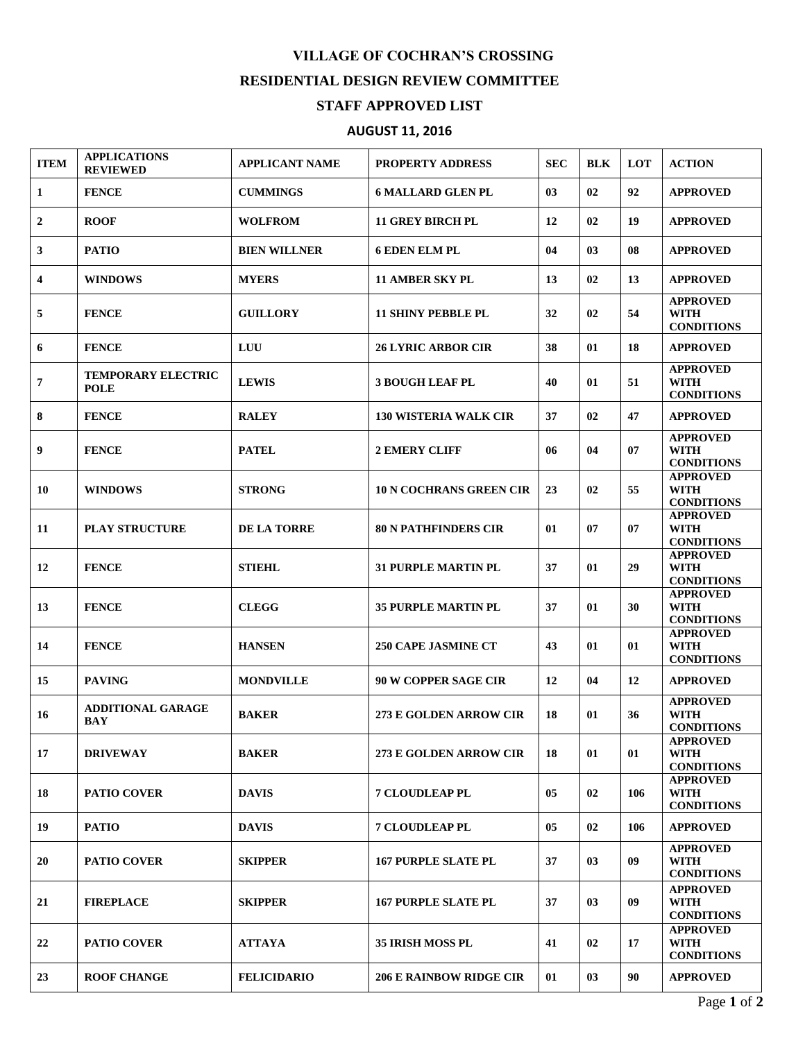# VILLAGE OF COCHRAN'S CROSSING

## RESIDENTIAL DESIGN REVIEW COMMITTEE

## STAFF APPROVED LIST

## AUGUST 11, 2016

| ITEM | APPLICATIONS REVIEWED | APPLICANT NAME | PROPERTY ADDRESS | SEC | BLK | LOT | ACTION |
|---|---|---|---|---|---|---|---|
| 1 | FENCE | CUMMINGS | 6 MALLARD GLEN PL | 03 | 02 | 92 | APPROVED |
| 2 | ROOF | WOLFROM | 11 GREY BIRCH PL | 12 | 02 | 19 | APPROVED |
| 3 | PATIO | BIEN WILLNER | 6 EDEN ELM PL | 04 | 03 | 08 | APPROVED |
| 4 | WINDOWS | MYERS | 11 AMBER SKY PL | 13 | 02 | 13 | APPROVED |
| 5 | FENCE | GUILLORY | 11 SHINY PEBBLE PL | 32 | 02 | 54 | APPROVED WITH CONDITIONS |
| 6 | FENCE | LUU | 26 LYRIC ARBOR CIR | 38 | 01 | 18 | APPROVED |
| 7 | TEMPORARY ELECTRIC POLE | LEWIS | 3 BOUGH LEAF PL | 40 | 01 | 51 | APPROVED WITH CONDITIONS |
| 8 | FENCE | RALEY | 130 WISTERIA WALK CIR | 37 | 02 | 47 | APPROVED |
| 9 | FENCE | PATEL | 2 EMERY CLIFF | 06 | 04 | 07 | APPROVED WITH CONDITIONS |
| 10 | WINDOWS | STRONG | 10 N COCHRANS GREEN CIR | 23 | 02 | 55 | APPROVED WITH CONDITIONS |
| 11 | PLAY STRUCTURE | DE LA TORRE | 80 N PATHFINDERS CIR | 01 | 07 | 07 | APPROVED WITH CONDITIONS |
| 12 | FENCE | STIEHL | 31 PURPLE MARTIN PL | 37 | 01 | 29 | APPROVED WITH CONDITIONS |
| 13 | FENCE | CLEGG | 35 PURPLE MARTIN PL | 37 | 01 | 30 | APPROVED WITH CONDITIONS |
| 14 | FENCE | HANSEN | 250 CAPE JASMINE CT | 43 | 01 | 01 | APPROVED WITH CONDITIONS |
| 15 | PAVING | MONDVILLE | 90 W COPPER SAGE CIR | 12 | 04 | 12 | APPROVED |
| 16 | ADDITIONAL GARAGE BAY | BAKER | 273 E GOLDEN ARROW CIR | 18 | 01 | 36 | APPROVED WITH CONDITIONS |
| 17 | DRIVEWAY | BAKER | 273 E GOLDEN ARROW CIR | 18 | 01 | 01 | APPROVED WITH CONDITIONS |
| 18 | PATIO COVER | DAVIS | 7 CLOUDLEAP PL | 05 | 02 | 106 | APPROVED WITH CONDITIONS |
| 19 | PATIO | DAVIS | 7 CLOUDLEAP PL | 05 | 02 | 106 | APPROVED |
| 20 | PATIO COVER | SKIPPER | 167 PURPLE SLATE PL | 37 | 03 | 09 | APPROVED WITH CONDITIONS |
| 21 | FIREPLACE | SKIPPER | 167 PURPLE SLATE PL | 37 | 03 | 09 | APPROVED WITH CONDITIONS |
| 22 | PATIO COVER | ATTAYA | 35 IRISH MOSS PL | 41 | 02 | 17 | APPROVED WITH CONDITIONS |
| 23 | ROOF CHANGE | FELICIDARIO | 206 E RAINBOW RIDGE CIR | 01 | 03 | 90 | APPROVED |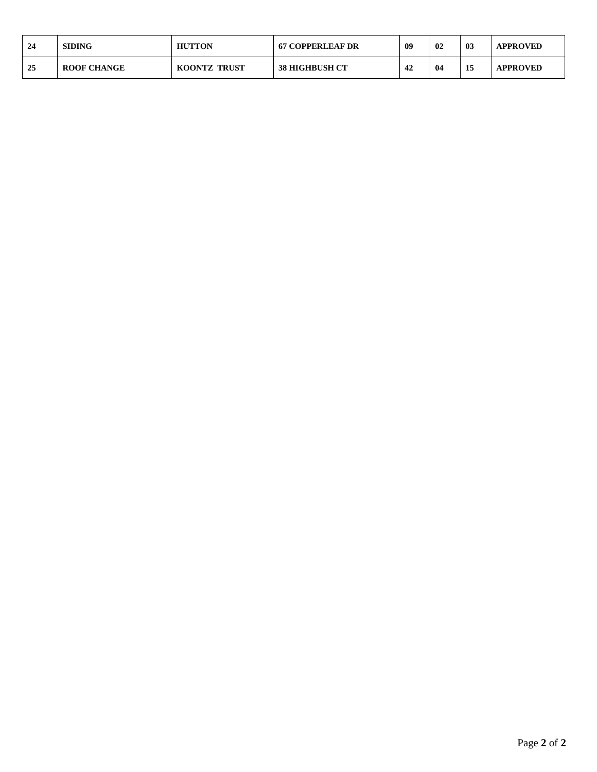| | | | | | | | |
|---|---|---|---|---|---|---|---|
| 24 | SIDING | HUTTON | 67 COPPERLEAF DR | 09 | 02 | 03 | APPROVED |
| 25 | ROOF CHANGE | KOONTZ TRUST | 38 HIGHBUSH CT | 42 | 04 | 15 | APPROVED |